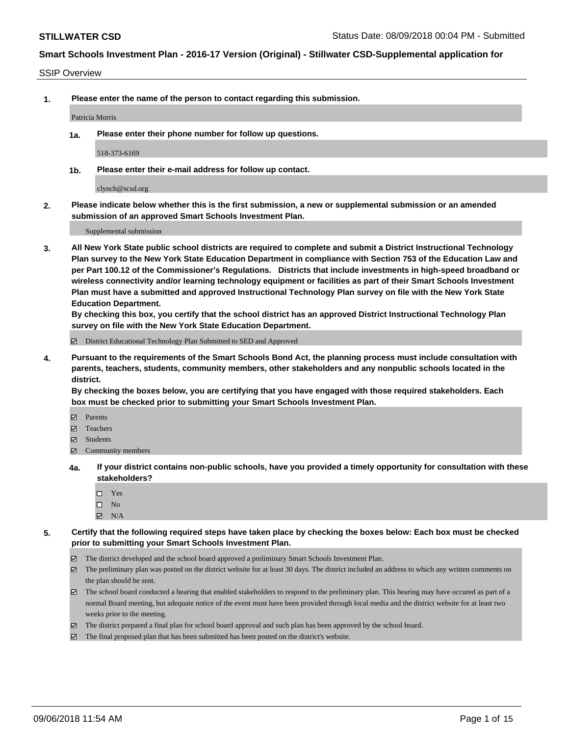**STILLWATER CSD** Status Date: 08/09/2018 00:04 PM - Submitted

**Smart Schools Investment Plan - 2016-17 Version (Original) - Stillwater CSD-Supplemental application for**

SSIP Overview

**1. Please enter the name of the person to contact regarding this submission.**

Patricia Morris

**1a. Please enter their phone number for follow up questions.**

518-373-6169

**1b. Please enter their e-mail address for follow up contact.**

clynch@scsd.org

**2. Please indicate below whether this is the first submission, a new or supplemental submission or an amended submission of an approved Smart Schools Investment Plan.**

Supplemental submission

**3. All New York State public school districts are required to complete and submit a District Instructional Technology Plan survey to the New York State Education Department in compliance with Section 753 of the Education Law and per Part 100.12 of the Commissioner's Regulations. Districts that include investments in high-speed broadband or wireless connectivity and/or learning technology equipment or facilities as part of their Smart Schools Investment Plan must have a submitted and approved Instructional Technology Plan survey on file with the New York State Education Department.**
**By checking this box, you certify that the school district has an approved District Instructional Technology Plan survey on file with the New York State Education Department.**

☑ District Educational Technology Plan Submitted to SED and Approved

**4. Pursuant to the requirements of the Smart Schools Bond Act, the planning process must include consultation with parents, teachers, students, community members, other stakeholders and any nonpublic schools located in the district.**
**By checking the boxes below, you are certifying that you have engaged with those required stakeholders. Each box must be checked prior to submitting your Smart Schools Investment Plan.**

☑ Parents
☑ Teachers
☑ Students
☑ Community members

**4a. If your district contains non-public schools, have you provided a timely opportunity for consultation with these stakeholders?**

☐ Yes
☐ No
☑ N/A

**5. Certify that the following required steps have taken place by checking the boxes below: Each box must be checked prior to submitting your Smart Schools Investment Plan.**

☑ The district developed and the school board approved a preliminary Smart Schools Investment Plan.
☑ The preliminary plan was posted on the district website for at least 30 days. The district included an address to which any written comments on the plan should be sent.
☑ The school board conducted a hearing that enabled stakeholders to respond to the preliminary plan. This hearing may have occured as part of a normal Board meeting, but adequate notice of the event must have been provided through local media and the district website for at least two weeks prior to the meeting.
☑ The district prepared a final plan for school board approval and such plan has been approved by the school board.
☑ The final proposed plan that has been submitted has been posted on the district's website.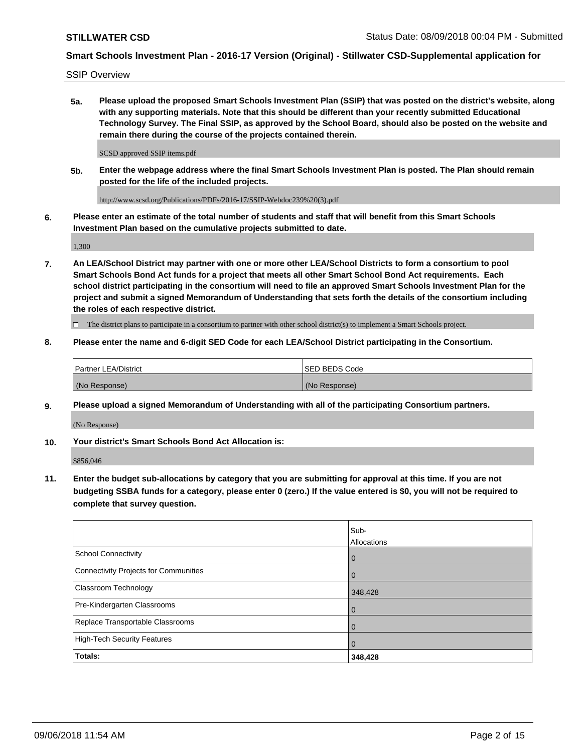**STILLWATER CSD** Status Date: 08/09/2018 00:04 PM - Submitted

**Smart Schools Investment Plan - 2016-17 Version (Original) - Stillwater CSD-Supplemental application for**

SSIP Overview

**5a. Please upload the proposed Smart Schools Investment Plan (SSIP) that was posted on the district's website, along with any supporting materials. Note that this should be different than your recently submitted Educational Technology Survey. The Final SSIP, as approved by the School Board, should also be posted on the website and remain there during the course of the projects contained therein.**

SCSD approved SSIP items.pdf

**5b. Enter the webpage address where the final Smart Schools Investment Plan is posted. The Plan should remain posted for the life of the included projects.**

http://www.scsd.org/Publications/PDFs/2016-17/SSIP-Webdoc239%20(3).pdf

**6. Please enter an estimate of the total number of students and staff that will benefit from this Smart Schools Investment Plan based on the cumulative projects submitted to date.**

1,300

**7. An LEA/School District may partner with one or more other LEA/School Districts to form a consortium to pool Smart Schools Bond Act funds for a project that meets all other Smart School Bond Act requirements. Each school district participating in the consortium will need to file an approved Smart Schools Investment Plan for the project and submit a signed Memorandum of Understanding that sets forth the details of the consortium including the roles of each respective district.**

☐ The district plans to participate in a consortium to partner with other school district(s) to implement a Smart Schools project.

**8. Please enter the name and 6-digit SED Code for each LEA/School District participating in the Consortium.**

| Partner LEA/District | SED BEDS Code |
|---|---|
| (No Response) | (No Response) |

**9. Please upload a signed Memorandum of Understanding with all of the participating Consortium partners.**

(No Response)

**10. Your district's Smart Schools Bond Act Allocation is:**

$856,046

**11. Enter the budget sub-allocations by category that you are submitting for approval at this time. If you are not budgeting SSBA funds for a category, please enter 0 (zero.) If the value entered is $0, you will not be required to complete that survey question.**

| | Sub-Allocations |
|---|---|
| School Connectivity | 0 |
| Connectivity Projects for Communities | 0 |
| Classroom Technology | 348,428 |
| Pre-Kindergarten Classrooms | 0 |
| Replace Transportable Classrooms | 0 |
| High-Tech Security Features | 0 |
| **Totals:** | **348,428** |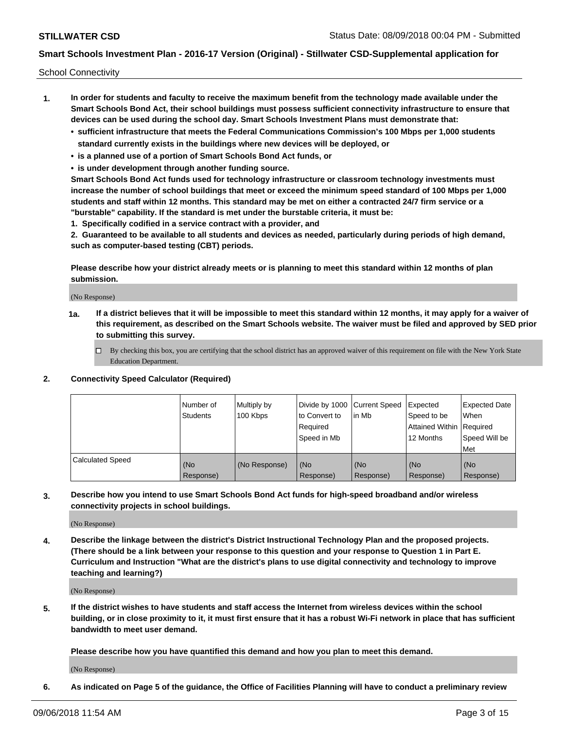School Connectivity

1. **In order for students and faculty to receive the maximum benefit from the technology made available under the Smart Schools Bond Act, their school buildings must possess sufficient connectivity infrastructure to ensure that devices can be used during the school day. Smart Schools Investment Plans must demonstrate that:**
   - **sufficient infrastructure that meets the Federal Communications Commission's 100 Mbps per 1,000 students standard currently exists in the buildings where new devices will be deployed, or**
   - **is a planned use of a portion of Smart Schools Bond Act funds, or**
   - **is under development through another funding source.**

   **Smart Schools Bond Act funds used for technology infrastructure or classroom technology investments must increase the number of school buildings that meet or exceed the minimum speed standard of 100 Mbps per 1,000 students and staff within 12 months. This standard may be met on either a contracted 24/7 firm service or a "burstable" capability. If the standard is met under the burstable criteria, it must be:**

   **1. Specifically codified in a service contract with a provider, and**

   **2. Guaranteed to be available to all students and devices as needed, particularly during periods of high demand, such as computer-based testing (CBT) periods.**

   **Please describe how your district already meets or is planning to meet this standard within 12 months of plan submission.**

   (No Response)

   **1a. If a district believes that it will be impossible to meet this standard within 12 months, it may apply for a waiver of this requirement, as described on the Smart Schools website. The waiver must be filed and approved by SED prior to submitting this survey.**

   ☐ By checking this box, you are certifying that the school district has an approved waiver of this requirement on file with the New York State Education Department.

2. **Connectivity Speed Calculator (Required)**

|  | Number of Students | Multiply by 100 Kbps | Divide by 1000 to Convert to Required Speed in Mb | Current Speed in Mb | Expected Speed to be Attained Within 12 Months | Expected Date When Required Speed Will be Met |
|---|---|---|---|---|---|---|
| Calculated Speed | (No Response) | (No Response) | (No Response) | (No Response) | (No Response) | (No Response) |

3. **Describe how you intend to use Smart Schools Bond Act funds for high-speed broadband and/or wireless connectivity projects in school buildings.**

   (No Response)

4. **Describe the linkage between the district's District Instructional Technology Plan and the proposed projects. (There should be a link between your response to this question and your response to Question 1 in Part E. Curriculum and Instruction "What are the district's plans to use digital connectivity and technology to improve teaching and learning?)**

   (No Response)

5. **If the district wishes to have students and staff access the Internet from wireless devices within the school building, or in close proximity to it, it must first ensure that it has a robust Wi-Fi network in place that has sufficient bandwidth to meet user demand.**

   **Please describe how you have quantified this demand and how you plan to meet this demand.**

   (No Response)

6. **As indicated on Page 5 of the guidance, the Office of Facilities Planning will have to conduct a preliminary review**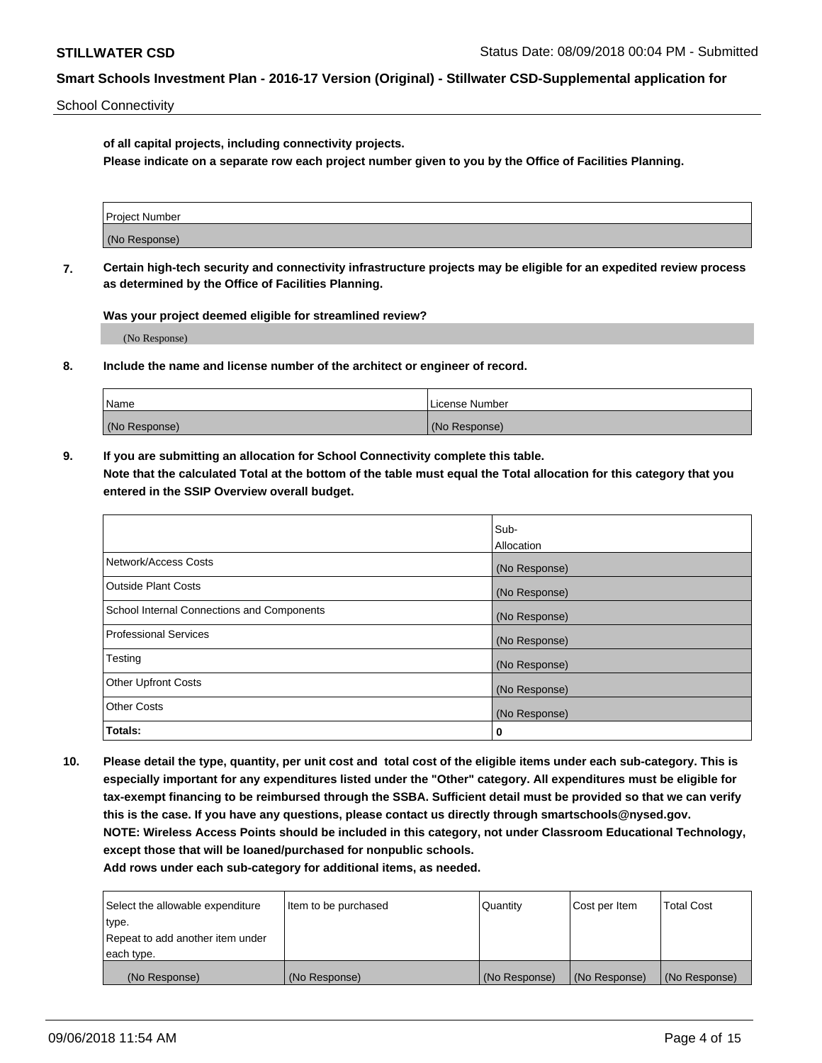**of all capital projects, including connectivity projects.**
**Please indicate on a separate row each project number given to you by the Office of Facilities Planning.**

| Project Number |
| --- |
| (No Response) |

**7. Certain high-tech security and connectivity infrastructure projects may be eligible for an expedited review process as determined by the Office of Facilities Planning.**

**Was your project deemed eligible for streamlined review?**

(No Response)

**8. Include the name and license number of the architect or engineer of record.**

| Name | License Number |
| --- | --- |
| (No Response) | (No Response) |

**9. If you are submitting an allocation for School Connectivity complete this table.**
**Note that the calculated Total at the bottom of the table must equal the Total allocation for this category that you entered in the SSIP Overview overall budget.**

| | Sub-Allocation |
| --- | --- |
| Network/Access Costs | (No Response) |
| Outside Plant Costs | (No Response) |
| School Internal Connections and Components | (No Response) |
| Professional Services | (No Response) |
| Testing | (No Response) |
| Other Upfront Costs | (No Response) |
| Other Costs | (No Response) |
| **Totals:** | 0 |

**10. Please detail the type, quantity, per unit cost and total cost of the eligible items under each sub-category. This is especially important for any expenditures listed under the "Other" category. All expenditures must be eligible for tax-exempt financing to be reimbursed through the SSBA. Sufficient detail must be provided so that we can verify this is the case. If you have any questions, please contact us directly through smartschools@nysed.gov.**
**NOTE: Wireless Access Points should be included in this category, not under Classroom Educational Technology, except those that will be loaned/purchased for nonpublic schools.**
**Add rows under each sub-category for additional items, as needed.**

| Select the allowable expenditure type. Repeat to add another item under each type. | Item to be purchased | Quantity | Cost per Item | Total Cost |
| --- | --- | --- | --- | --- |
| (No Response) | (No Response) | (No Response) | (No Response) | (No Response) |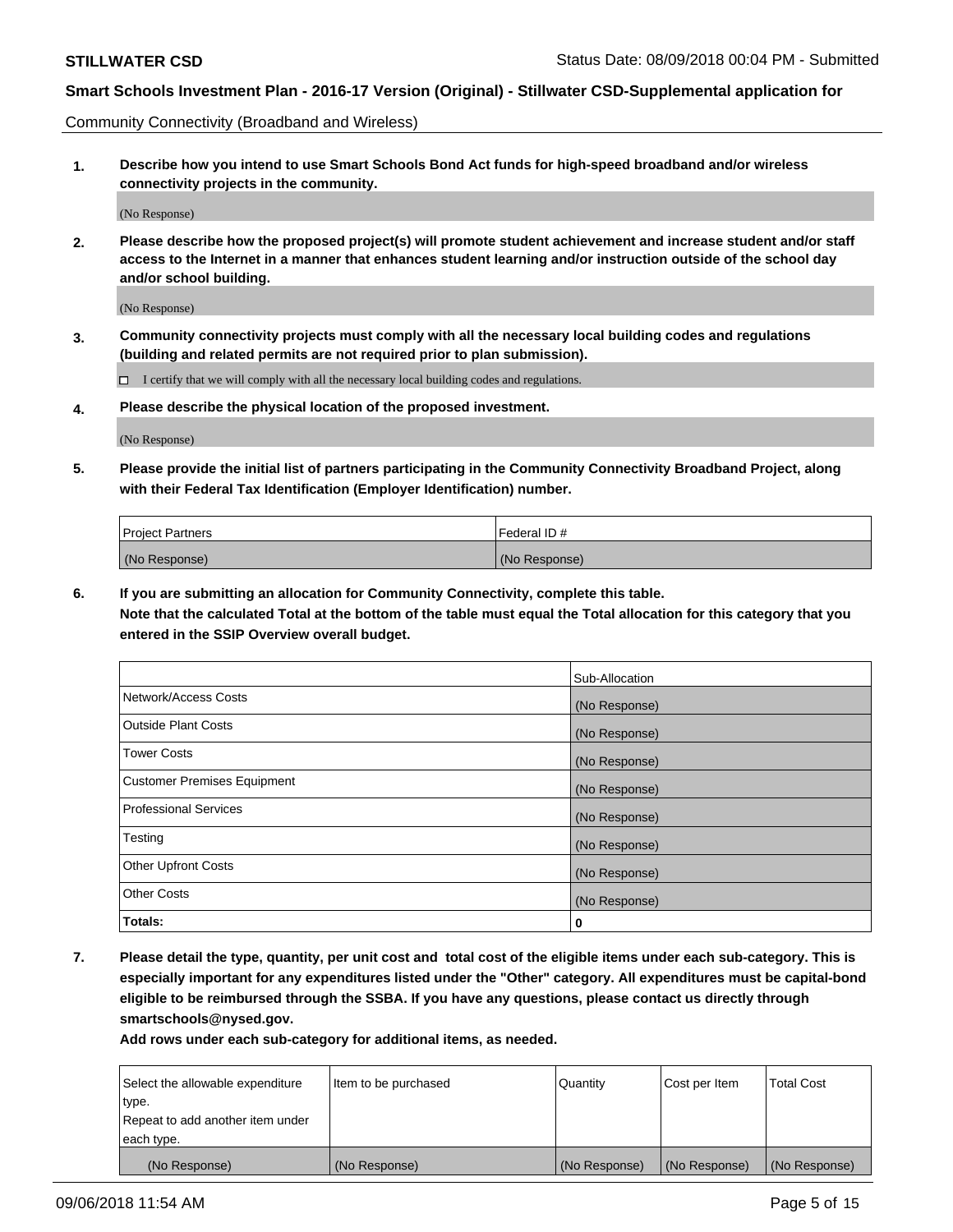Community Connectivity (Broadband and Wireless)

**1. Describe how you intend to use Smart Schools Bond Act funds for high-speed broadband and/or wireless connectivity projects in the community.**

(No Response)

**2. Please describe how the proposed project(s) will promote student achievement and increase student and/or staff access to the Internet in a manner that enhances student learning and/or instruction outside of the school day and/or school building.**

(No Response)

**3. Community connectivity projects must comply with all the necessary local building codes and regulations (building and related permits are not required prior to plan submission).**

☐ I certify that we will comply with all the necessary local building codes and regulations.

**4. Please describe the physical location of the proposed investment.**

(No Response)

**5. Please provide the initial list of partners participating in the Community Connectivity Broadband Project, along with their Federal Tax Identification (Employer Identification) number.**

| Project Partners | Federal ID # |
|---|---|
| (No Response) | (No Response) |

**6. If you are submitting an allocation for Community Connectivity, complete this table.**
**Note that the calculated Total at the bottom of the table must equal the Total allocation for this category that you entered in the SSIP Overview overall budget.**

| | Sub-Allocation |
|---|---|
| Network/Access Costs | (No Response) |
| Outside Plant Costs | (No Response) |
| Tower Costs | (No Response) |
| Customer Premises Equipment | (No Response) |
| Professional Services | (No Response) |
| Testing | (No Response) |
| Other Upfront Costs | (No Response) |
| Other Costs | (No Response) |
| **Totals:** | **0** |

**7. Please detail the type, quantity, per unit cost and total cost of the eligible items under each sub-category. This is especially important for any expenditures listed under the "Other" category. All expenditures must be capital-bond eligible to be reimbursed through the SSBA. If you have any questions, please contact us directly through smartschools@nysed.gov.**

**Add rows under each sub-category for additional items, as needed.**

| Select the allowable expenditure type. Repeat to add another item under each type. | Item to be purchased | Quantity | Cost per Item | Total Cost |
|---|---|---|---|---|
| (No Response) | (No Response) | (No Response) | (No Response) | (No Response) |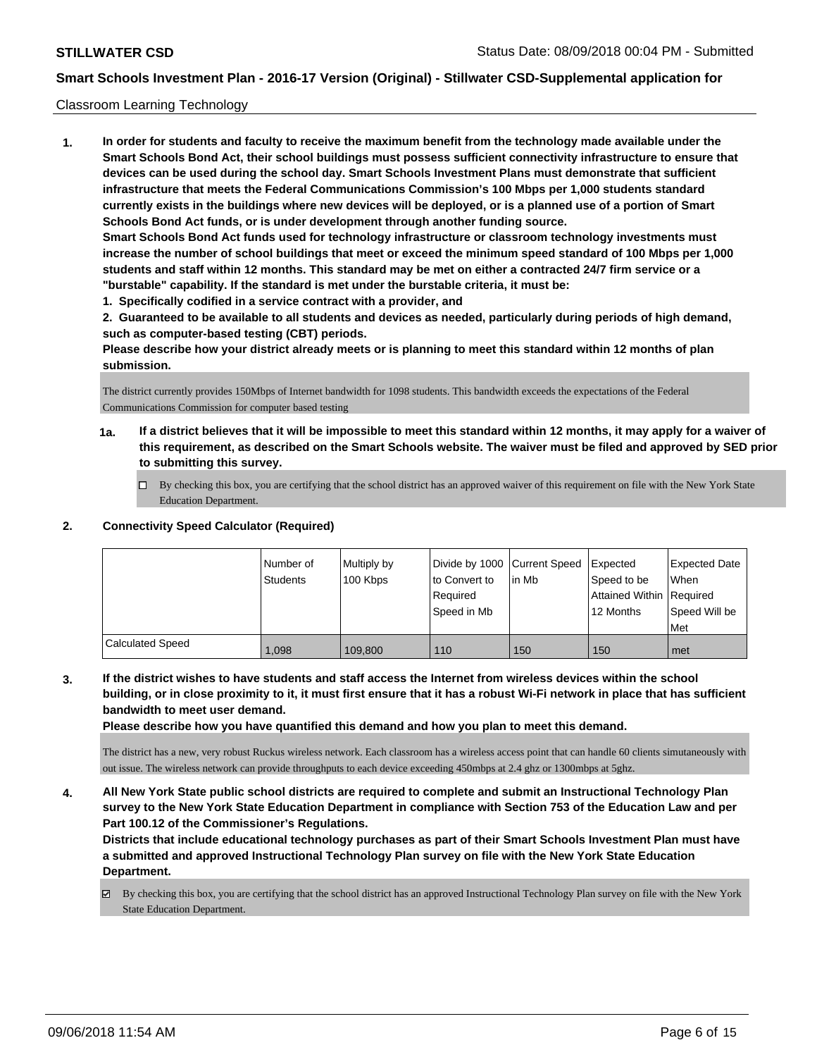Classroom Learning Technology

**1. In order for students and faculty to receive the maximum benefit from the technology made available under the Smart Schools Bond Act, their school buildings must possess sufficient connectivity infrastructure to ensure that devices can be used during the school day. Smart Schools Investment Plans must demonstrate that sufficient infrastructure that meets the Federal Communications Commission's 100 Mbps per 1,000 students standard currently exists in the buildings where new devices will be deployed, or is a planned use of a portion of Smart Schools Bond Act funds, or is under development through another funding source.**

**Smart Schools Bond Act funds used for technology infrastructure or classroom technology investments must increase the number of school buildings that meet or exceed the minimum speed standard of 100 Mbps per 1,000 students and staff within 12 months. This standard may be met on either a contracted 24/7 firm service or a "burstable" capability. If the standard is met under the burstable criteria, it must be:**

**1. Specifically codified in a service contract with a provider, and**

**2. Guaranteed to be available to all students and devices as needed, particularly during periods of high demand, such as computer-based testing (CBT) periods.**

**Please describe how your district already meets or is planning to meet this standard within 12 months of plan submission.**

The district currently provides 150Mbps of Internet bandwidth for 1098 students. This bandwidth exceeds the expectations of the Federal Communications Commission for computer based testing

**1a. If a district believes that it will be impossible to meet this standard within 12 months, it may apply for a waiver of this requirement, as described on the Smart Schools website. The waiver must be filed and approved by SED prior to submitting this survey.**

☐ By checking this box, you are certifying that the school district has an approved waiver of this requirement on file with the New York State Education Department.

**2. Connectivity Speed Calculator (Required)**

| | Number of Students | Multiply by 100 Kbps | Divide by 1000 to Convert to Required Speed in Mb | Current Speed in Mb | Expected Speed to be Attained Within 12 Months | Expected Date When Required Speed Will be Met |
|---|---|---|---|---|---|---|
| Calculated Speed | 1,098 | 109,800 | 110 | 150 | 150 | met |

**3. If the district wishes to have students and staff access the Internet from wireless devices within the school building, or in close proximity to it, it must first ensure that it has a robust Wi-Fi network in place that has sufficient bandwidth to meet user demand.**

**Please describe how you have quantified this demand and how you plan to meet this demand.**

The district has a new, very robust Ruckus wireless network. Each classroom has a wireless access point that can handle 60 clients simutaneously with out issue. The wireless network can provide throughputs to each device exceeding 450mbps at 2.4 ghz or 1300mbps at 5ghz.

**4. All New York State public school districts are required to complete and submit an Instructional Technology Plan survey to the New York State Education Department in compliance with Section 753 of the Education Law and per Part 100.12 of the Commissioner's Regulations.**

**Districts that include educational technology purchases as part of their Smart Schools Investment Plan must have a submitted and approved Instructional Technology Plan survey on file with the New York State Education Department.**

☑ By checking this box, you are certifying that the school district has an approved Instructional Technology Plan survey on file with the New York State Education Department.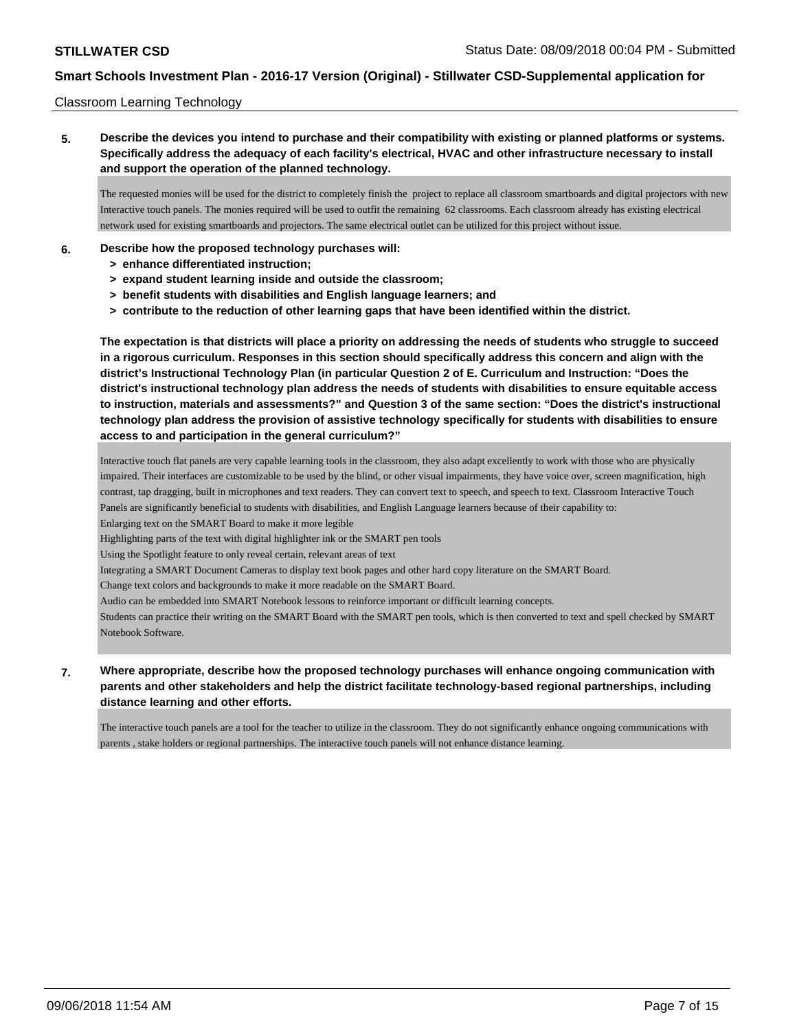Classroom Learning Technology

**5. Describe the devices you intend to purchase and their compatibility with existing or planned platforms or systems. Specifically address the adequacy of each facility's electrical, HVAC and other infrastructure necessary to install and support the operation of the planned technology.**

The requested monies will be used for the district to completely finish the project to replace all classroom smartboards and digital projectors with new Interactive touch panels. The monies required will be used to outfit the remaining 62 classrooms. Each classroom already has existing electrical network used for existing smartboards and projectors. The same electrical outlet can be utilized for this project without issue.

**6. Describe how the proposed technology purchases will:**
- **> enhance differentiated instruction;**
- **> expand student learning inside and outside the classroom;**
- **> benefit students with disabilities and English language learners; and**
- **> contribute to the reduction of other learning gaps that have been identified within the district.**

**The expectation is that districts will place a priority on addressing the needs of students who struggle to succeed in a rigorous curriculum. Responses in this section should specifically address this concern and align with the district's Instructional Technology Plan (in particular Question 2 of E. Curriculum and Instruction: "Does the district's instructional technology plan address the needs of students with disabilities to ensure equitable access to instruction, materials and assessments?" and Question 3 of the same section: "Does the district's instructional technology plan address the provision of assistive technology specifically for students with disabilities to ensure access to and participation in the general curriculum?"**

Interactive touch flat panels are very capable learning tools in the classroom, they also adapt excellently to work with those who are physically impaired. Their interfaces are customizable to be used by the blind, or other visual impairments, they have voice over, screen magnification, high contrast, tap dragging, built in microphones and text readers. They can convert text to speech, and speech to text. Classroom Interactive Touch Panels are significantly beneficial to students with disabilities, and English Language learners because of their capability to:
Enlarging text on the SMART Board to make it more legible
Highlighting parts of the text with digital highlighter ink or the SMART pen tools
Using the Spotlight feature to only reveal certain, relevant areas of text
Integrating a SMART Document Cameras to display text book pages and other hard copy literature on the SMART Board.
Change text colors and backgrounds to make it more readable on the SMART Board.
Audio can be embedded into SMART Notebook lessons to reinforce important or difficult learning concepts.
Students can practice their writing on the SMART Board with the SMART pen tools, which is then converted to text and spell checked by SMART Notebook Software.

**7. Where appropriate, describe how the proposed technology purchases will enhance ongoing communication with parents and other stakeholders and help the district facilitate technology-based regional partnerships, including distance learning and other efforts.**

The interactive touch panels are a tool for the teacher to utilize in the classroom. They do not significantly enhance ongoing communications with parents , stake holders or regional partnerships. The interactive touch panels will not enhance distance learning.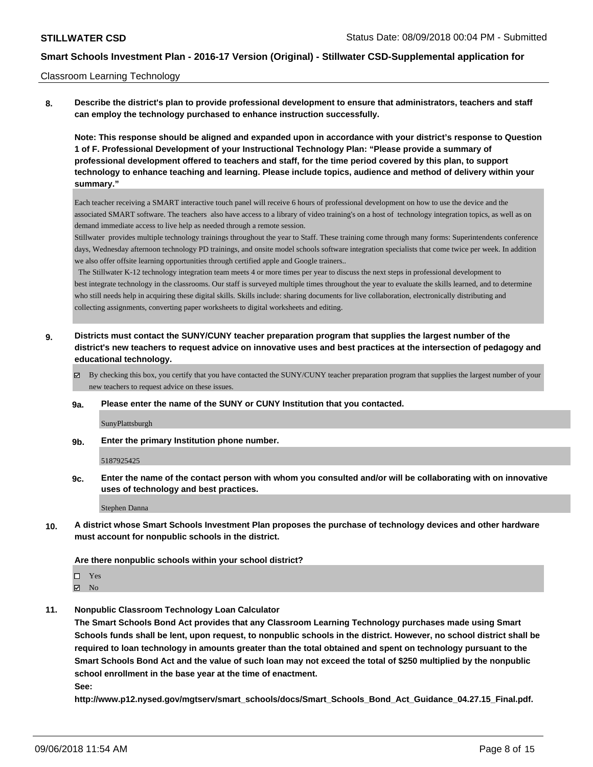**8. Describe the district's plan to provide professional development to ensure that administrators, teachers and staff can employ the technology purchased to enhance instruction successfully.**

**Note: This response should be aligned and expanded upon in accordance with your district's response to Question 1 of F. Professional Development of your Instructional Technology Plan: "Please provide a summary of professional development offered to teachers and staff, for the time period covered by this plan, to support technology to enhance teaching and learning. Please include topics, audience and method of delivery within your summary."**

Each teacher receiving a SMART interactive touch panel will receive 6 hours of professional development on how to use the device and the associated SMART software. The teachers also have access to a library of video training's on a host of technology integration topics, as well as on demand immediate access to live help as needed through a remote session.

Stillwater provides multiple technology trainings throughout the year to Staff. These training come through many forms: Superintendents conference days, Wednesday afternoon technology PD trainings, and onsite model schools software integration specialists that come twice per week. In addition we also offer offsite learning opportunities through certified apple and Google trainers..

The Stillwater K-12 technology integration team meets 4 or more times per year to discuss the next steps in professional development to best integrate technology in the classrooms. Our staff is surveyed multiple times throughout the year to evaluate the skills learned, and to determine who still needs help in acquiring these digital skills. Skills include: sharing documents for live collaboration, electronically distributing and collecting assignments, converting paper worksheets to digital worksheets and editing.

**9. Districts must contact the SUNY/CUNY teacher preparation program that supplies the largest number of the district's new teachers to request advice on innovative uses and best practices at the intersection of pedagogy and educational technology.**

☑ By checking this box, you certify that you have contacted the SUNY/CUNY teacher preparation program that supplies the largest number of your new teachers to request advice on these issues.

**9a. Please enter the name of the SUNY or CUNY Institution that you contacted.**

SunyPlattsburgh

**9b. Enter the primary Institution phone number.**

5187925425

**9c. Enter the name of the contact person with whom you consulted and/or will be collaborating with on innovative uses of technology and best practices.**

Stephen Danna

**10. A district whose Smart Schools Investment Plan proposes the purchase of technology devices and other hardware must account for nonpublic schools in the district.**

**Are there nonpublic schools within your school district?**

☐ Yes
☑ No

**11. Nonpublic Classroom Technology Loan Calculator**

**The Smart Schools Bond Act provides that any Classroom Learning Technology purchases made using Smart Schools funds shall be lent, upon request, to nonpublic schools in the district. However, no school district shall be required to loan technology in amounts greater than the total obtained and spent on technology pursuant to the Smart Schools Bond Act and the value of such loan may not exceed the total of $250 multiplied by the nonpublic school enrollment in the base year at the time of enactment.**

**See:**

**http://www.p12.nysed.gov/mgtserv/smart_schools/docs/Smart_Schools_Bond_Act_Guidance_04.27.15_Final.pdf.**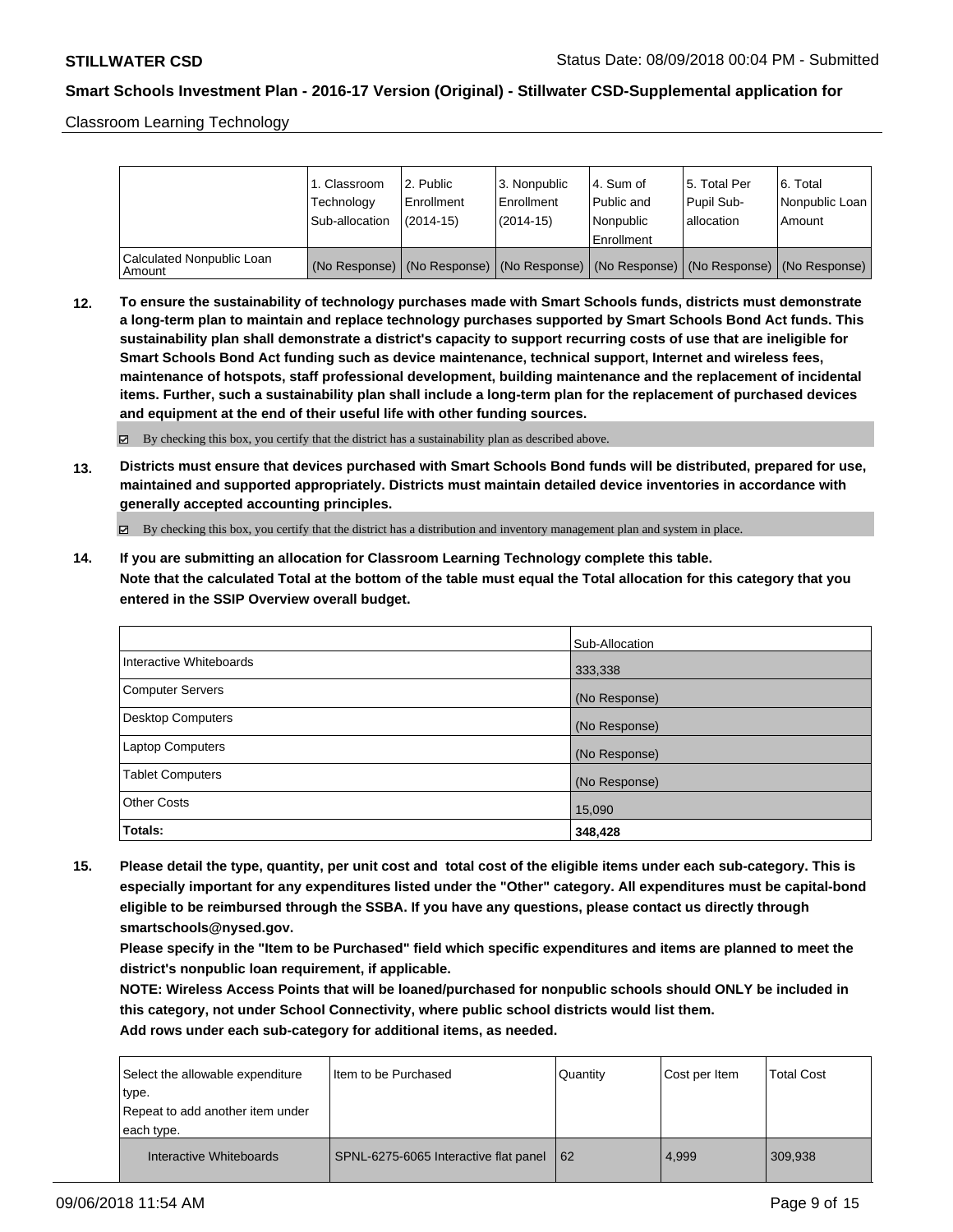| | 1. Classroom Technology Sub-allocation | 2. Public Enrollment (2014-15) | 3. Nonpublic Enrollment (2014-15) | 4. Sum of Public and Nonpublic Enrollment | 5. Total Per Pupil Sub-allocation | 6. Total Nonpublic Loan Amount |
|---|---|---|---|---|---|---|
| Calculated Nonpublic Loan Amount | (No Response) | (No Response) | (No Response) | (No Response) | (No Response) | (No Response) |

**12. To ensure the sustainability of technology purchases made with Smart Schools funds, districts must demonstrate a long-term plan to maintain and replace technology purchases supported by Smart Schools Bond Act funds. This sustainability plan shall demonstrate a district's capacity to support recurring costs of use that are ineligible for Smart Schools Bond Act funding such as device maintenance, technical support, Internet and wireless fees, maintenance of hotspots, staff professional development, building maintenance and the replacement of incidental items. Further, such a sustainability plan shall include a long-term plan for the replacement of purchased devices and equipment at the end of their useful life with other funding sources.**

☑ By checking this box, you certify that the district has a sustainability plan as described above.

**13. Districts must ensure that devices purchased with Smart Schools Bond funds will be distributed, prepared for use, maintained and supported appropriately. Districts must maintain detailed device inventories in accordance with generally accepted accounting principles.**

☑ By checking this box, you certify that the district has a distribution and inventory management plan and system in place.

**14. If you are submitting an allocation for Classroom Learning Technology complete this table.**
**Note that the calculated Total at the bottom of the table must equal the Total allocation for this category that you entered in the SSIP Overview overall budget.**

| | Sub-Allocation |
|---|---|
| Interactive Whiteboards | 333,338 |
| Computer Servers | (No Response) |
| Desktop Computers | (No Response) |
| Laptop Computers | (No Response) |
| Tablet Computers | (No Response) |
| Other Costs | 15,090 |
| **Totals:** | **348,428** |

**15. Please detail the type, quantity, per unit cost and total cost of the eligible items under each sub-category. This is especially important for any expenditures listed under the "Other" category. All expenditures must be capital-bond eligible to be reimbursed through the SSBA. If you have any questions, please contact us directly through smartschools@nysed.gov.**
**Please specify in the "Item to be Purchased" field which specific expenditures and items are planned to meet the district's nonpublic loan requirement, if applicable.**
**NOTE: Wireless Access Points that will be loaned/purchased for nonpublic schools should ONLY be included in this category, not under School Connectivity, where public school districts would list them.**
**Add rows under each sub-category for additional items, as needed.**

| Select the allowable expenditure type. Repeat to add another item under each type. | Item to be Purchased | Quantity | Cost per Item | Total Cost |
|---|---|---|---|---|
| Interactive Whiteboards | SPNL-6275-6065 Interactive flat panel | 62 | 4,999 | 309,938 |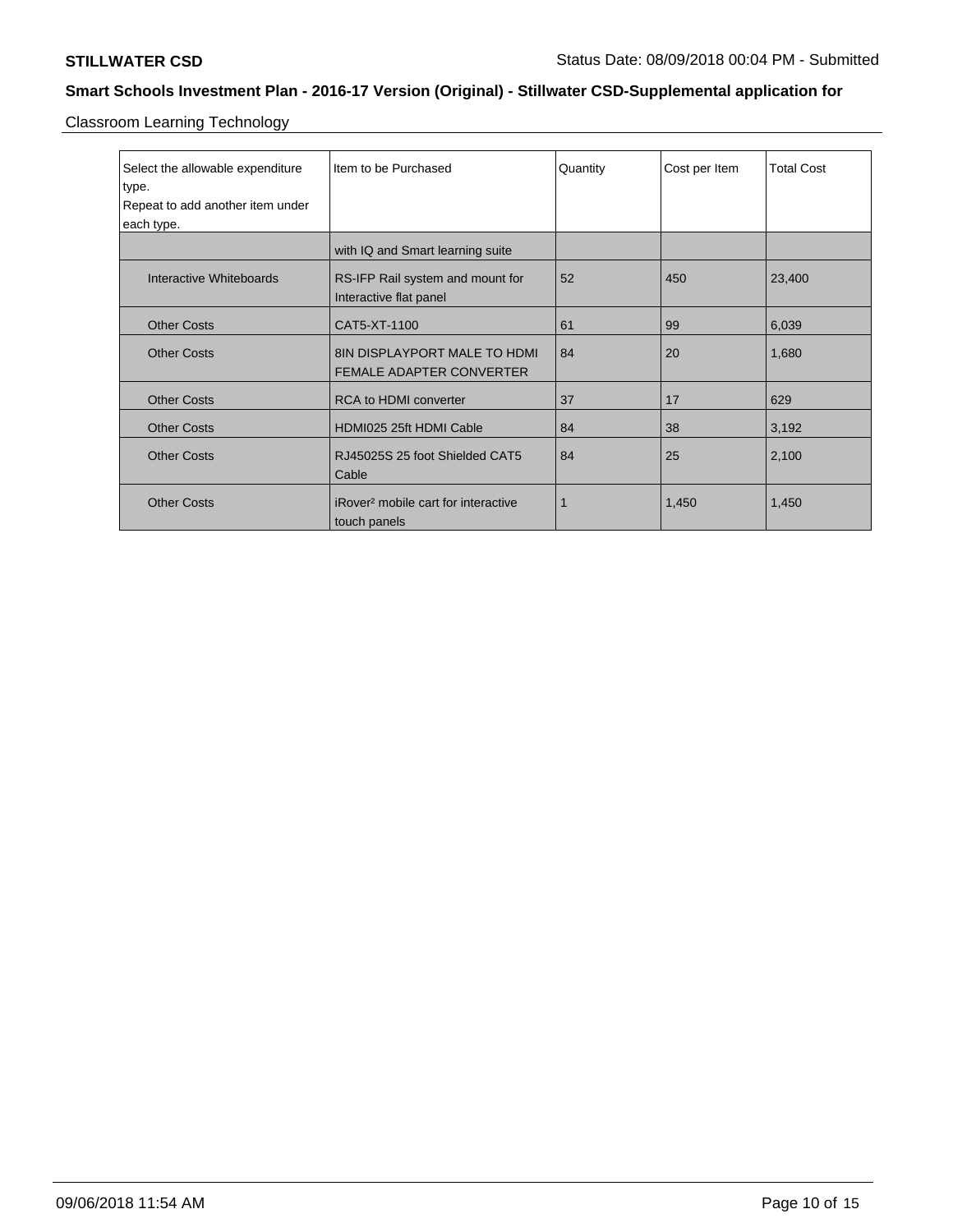Classroom Learning Technology

| Select the allowable expenditure type.<br>Repeat to add another item under each type. | Item to be Purchased | Quantity | Cost per Item | Total Cost |
|---|---|---|---|---|
| | with IQ and Smart learning suite | | | |
| Interactive Whiteboards | RS-IFP Rail system and mount for Interactive flat panel | 52 | 450 | 23,400 |
| Other Costs | CAT5-XT-1100 | 61 | 99 | 6,039 |
| Other Costs | 8IN DISPLAYPORT MALE TO HDMI FEMALE ADAPTER CONVERTER | 84 | 20 | 1,680 |
| Other Costs | RCA to HDMI converter | 37 | 17 | 629 |
| Other Costs | HDMI025 25ft HDMI Cable | 84 | 38 | 3,192 |
| Other Costs | RJ45025S 25 foot Shielded CAT5 Cable | 84 | 25 | 2,100 |
| Other Costs | iRover² mobile cart for interactive touch panels | 1 | 1,450 | 1,450 |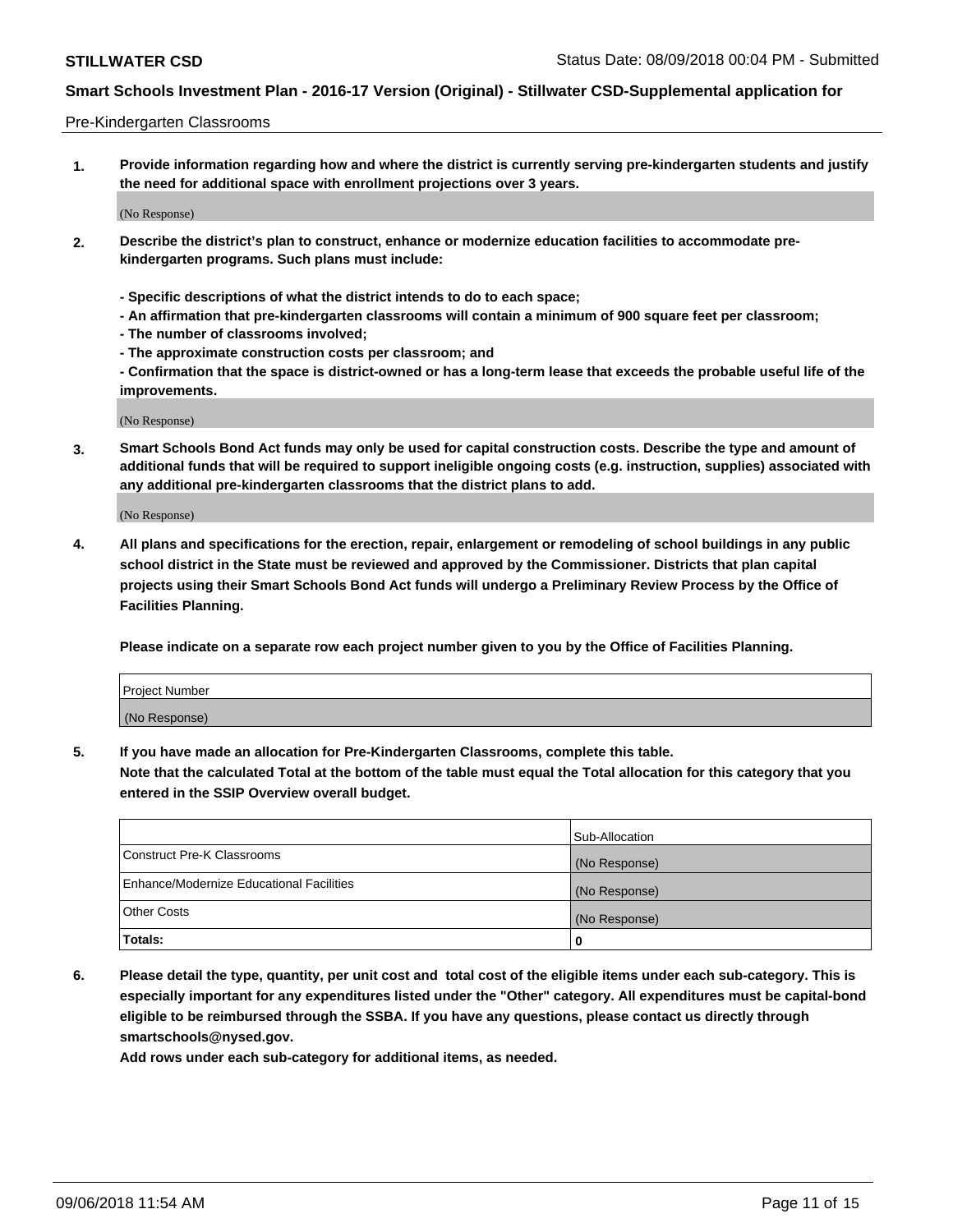Pre-Kindergarten Classrooms

**1. Provide information regarding how and where the district is currently serving pre-kindergarten students and justify the need for additional space with enrollment projections over 3 years.**

(No Response)

**2. Describe the district's plan to construct, enhance or modernize education facilities to accommodate pre-kindergarten programs. Such plans must include:**

**- Specific descriptions of what the district intends to do to each space;**
**- An affirmation that pre-kindergarten classrooms will contain a minimum of 900 square feet per classroom;**
**- The number of classrooms involved;**
**- The approximate construction costs per classroom; and**
**- Confirmation that the space is district-owned or has a long-term lease that exceeds the probable useful life of the improvements.**

(No Response)

**3. Smart Schools Bond Act funds may only be used for capital construction costs. Describe the type and amount of additional funds that will be required to support ineligible ongoing costs (e.g. instruction, supplies) associated with any additional pre-kindergarten classrooms that the district plans to add.**

(No Response)

**4. All plans and specifications for the erection, repair, enlargement or remodeling of school buildings in any public school district in the State must be reviewed and approved by the Commissioner. Districts that plan capital projects using their Smart Schools Bond Act funds will undergo a Preliminary Review Process by the Office of Facilities Planning.**

**Please indicate on a separate row each project number given to you by the Office of Facilities Planning.**

| Project Number |
| --- |
| (No Response) |

**5. If you have made an allocation for Pre-Kindergarten Classrooms, complete this table.**
**Note that the calculated Total at the bottom of the table must equal the Total allocation for this category that you entered in the SSIP Overview overall budget.**

| | Sub-Allocation |
| --- | --- |
| Construct Pre-K Classrooms | (No Response) |
| Enhance/Modernize Educational Facilities | (No Response) |
| Other Costs | (No Response) |
| **Totals:** | **0** |

**6. Please detail the type, quantity, per unit cost and total cost of the eligible items under each sub-category. This is especially important for any expenditures listed under the "Other" category. All expenditures must be capital-bond eligible to be reimbursed through the SSBA. If you have any questions, please contact us directly through smartschools@nysed.gov.**
**Add rows under each sub-category for additional items, as needed.**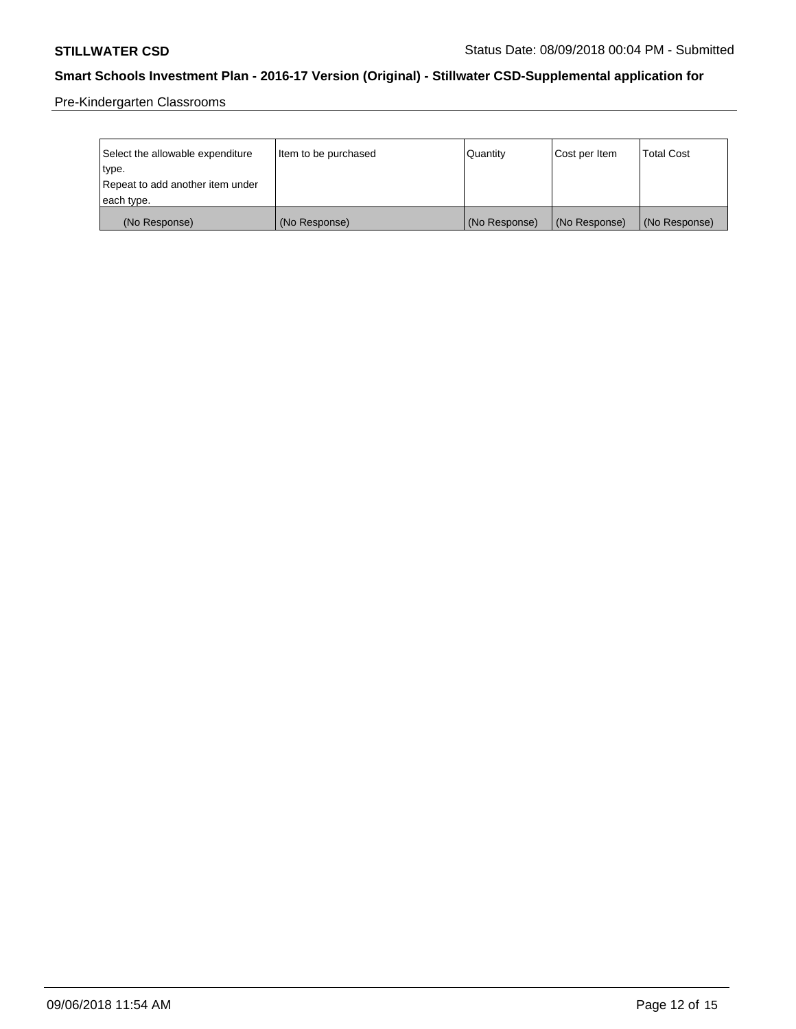| Select the allowable expenditure type. Repeat to add another item under each type. | Item to be purchased | Quantity | Cost per Item | Total Cost |
|---|---|---|---|---|
| (No Response) | (No Response) | (No Response) | (No Response) | (No Response) |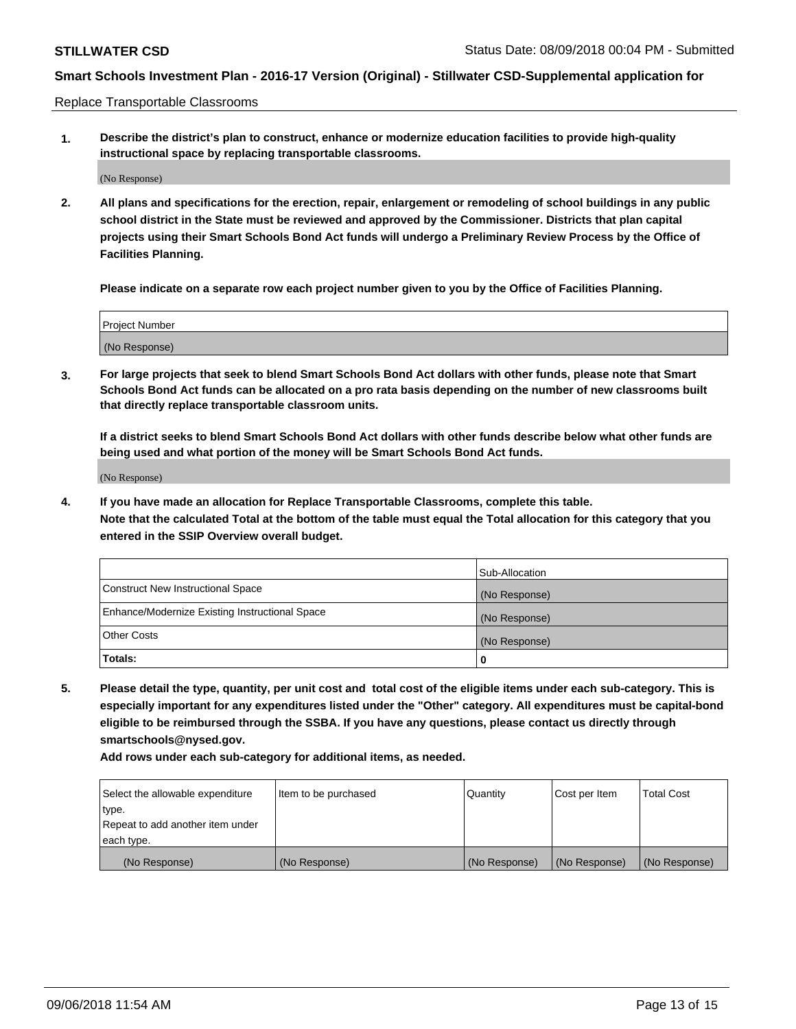Replace Transportable Classrooms

1. **Describe the district's plan to construct, enhance or modernize education facilities to provide high-quality instructional space by replacing transportable classrooms.**

(No Response)

2. **All plans and specifications for the erection, repair, enlargement or remodeling of school buildings in any public school district in the State must be reviewed and approved by the Commissioner. Districts that plan capital projects using their Smart Schools Bond Act funds will undergo a Preliminary Review Process by the Office of Facilities Planning.**

**Please indicate on a separate row each project number given to you by the Office of Facilities Planning.**

| Project Number |
| --- |
| (No Response) |

3. **For large projects that seek to blend Smart Schools Bond Act dollars with other funds, please note that Smart Schools Bond Act funds can be allocated on a pro rata basis depending on the number of new classrooms built that directly replace transportable classroom units.**

**If a district seeks to blend Smart Schools Bond Act dollars with other funds describe below what other funds are being used and what portion of the money will be Smart Schools Bond Act funds.**

(No Response)

4. **If you have made an allocation for Replace Transportable Classrooms, complete this table. Note that the calculated Total at the bottom of the table must equal the Total allocation for this category that you entered in the SSIP Overview overall budget.**

| | Sub-Allocation |
| --- | --- |
| Construct New Instructional Space | (No Response) |
| Enhance/Modernize Existing Instructional Space | (No Response) |
| Other Costs | (No Response) |
| **Totals:** | 0 |

5. **Please detail the type, quantity, per unit cost and total cost of the eligible items under each sub-category. This is especially important for any expenditures listed under the "Other" category. All expenditures must be capital-bond eligible to be reimbursed through the SSBA. If you have any questions, please contact us directly through smartschools@nysed.gov.**

**Add rows under each sub-category for additional items, as needed.**

| Select the allowable expenditure type. Repeat to add another item under each type. | Item to be purchased | Quantity | Cost per Item | Total Cost |
| --- | --- | --- | --- | --- |
| (No Response) | (No Response) | (No Response) | (No Response) | (No Response) |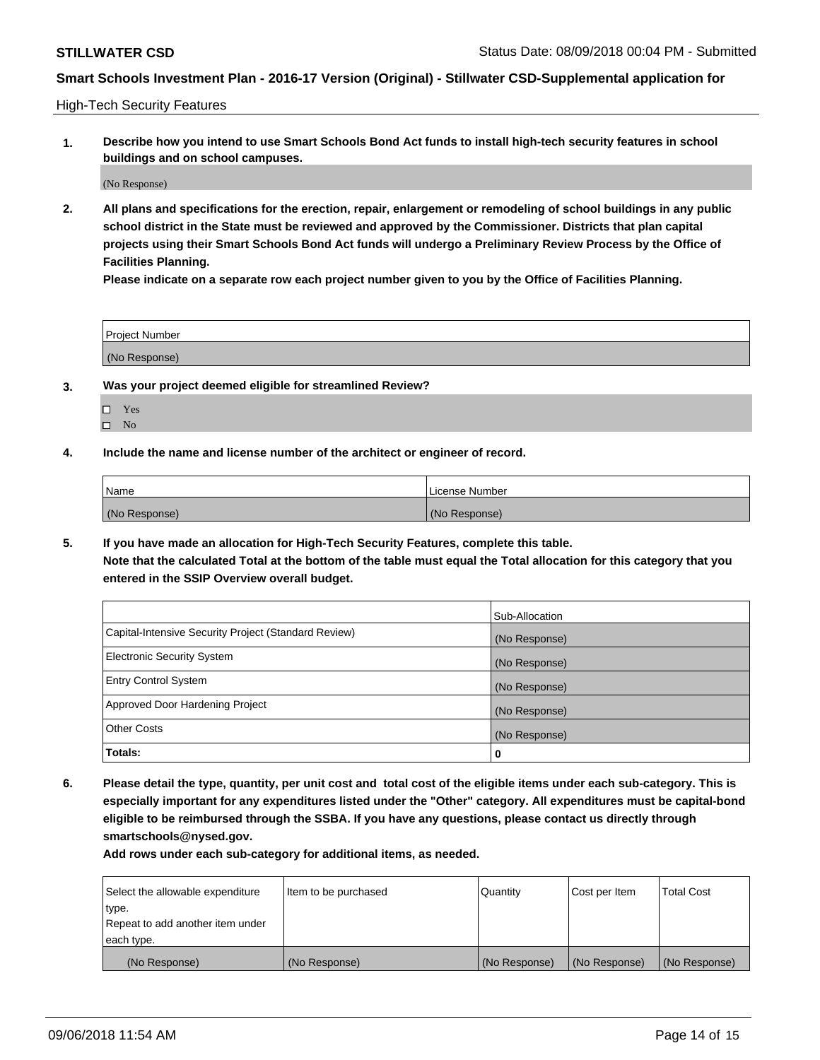High-Tech Security Features

1. **Describe how you intend to use Smart Schools Bond Act funds to install high-tech security features in school buildings and on school campuses.**

(No Response)

2. **All plans and specifications for the erection, repair, enlargement or remodeling of school buildings in any public school district in the State must be reviewed and approved by the Commissioner. Districts that plan capital projects using their Smart Schools Bond Act funds will undergo a Preliminary Review Process by the Office of Facilities Planning.**

**Please indicate on a separate row each project number given to you by the Office of Facilities Planning.**

| Project Number |
| --- |
| (No Response) |

3. **Was your project deemed eligible for streamlined Review?**

- ☐ Yes
- ☐ No

4. **Include the name and license number of the architect or engineer of record.**

| Name | License Number |
| --- | --- |
| (No Response) | (No Response) |

5. **If you have made an allocation for High-Tech Security Features, complete this table.**
**Note that the calculated Total at the bottom of the table must equal the Total allocation for this category that you entered in the SSIP Overview overall budget.**

| | Sub-Allocation |
| --- | --- |
| Capital-Intensive Security Project (Standard Review) | (No Response) |
| Electronic Security System | (No Response) |
| Entry Control System | (No Response) |
| Approved Door Hardening Project | (No Response) |
| Other Costs | (No Response) |
| **Totals:** | **0** |

6. **Please detail the type, quantity, per unit cost and total cost of the eligible items under each sub-category. This is especially important for any expenditures listed under the "Other" category. All expenditures must be capital-bond eligible to be reimbursed through the SSBA. If you have any questions, please contact us directly through smartschools@nysed.gov.**

**Add rows under each sub-category for additional items, as needed.**

| Select the allowable expenditure type. Repeat to add another item under each type. | Item to be purchased | Quantity | Cost per Item | Total Cost |
| --- | --- | --- | --- | --- |
| (No Response) | (No Response) | (No Response) | (No Response) | (No Response) |